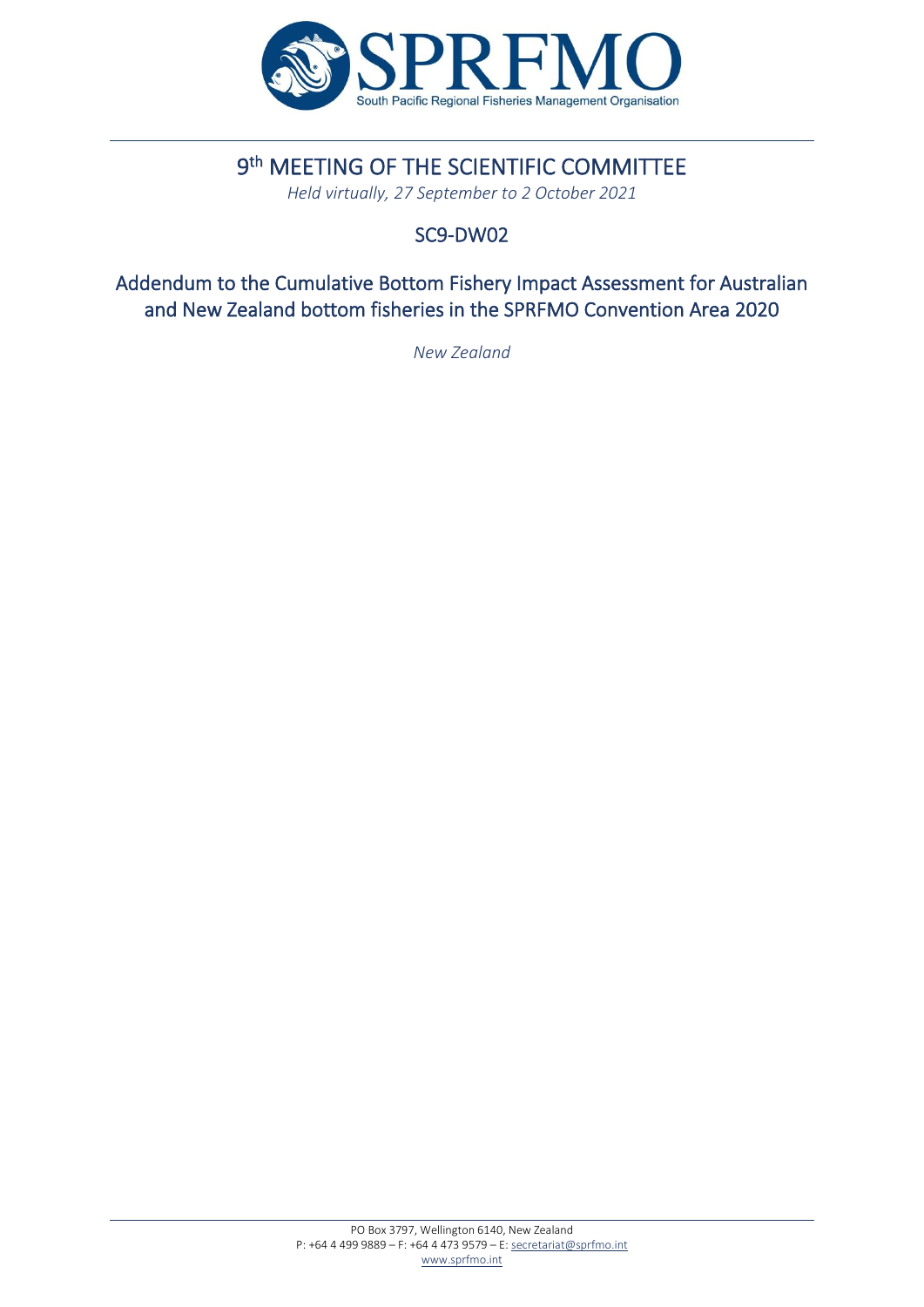# 9th MEETING OF THE SCIENTIFIC COMMITTEE

*Held virtually, 27 September to 2 October 2021*

## SC9-DW02

## Addendum to the Cumulative Bottom Fishery Impact Assessment for Australian and New Zealand bottom fisheries in the SPRFMO Convention Area 2020

*New Zealand*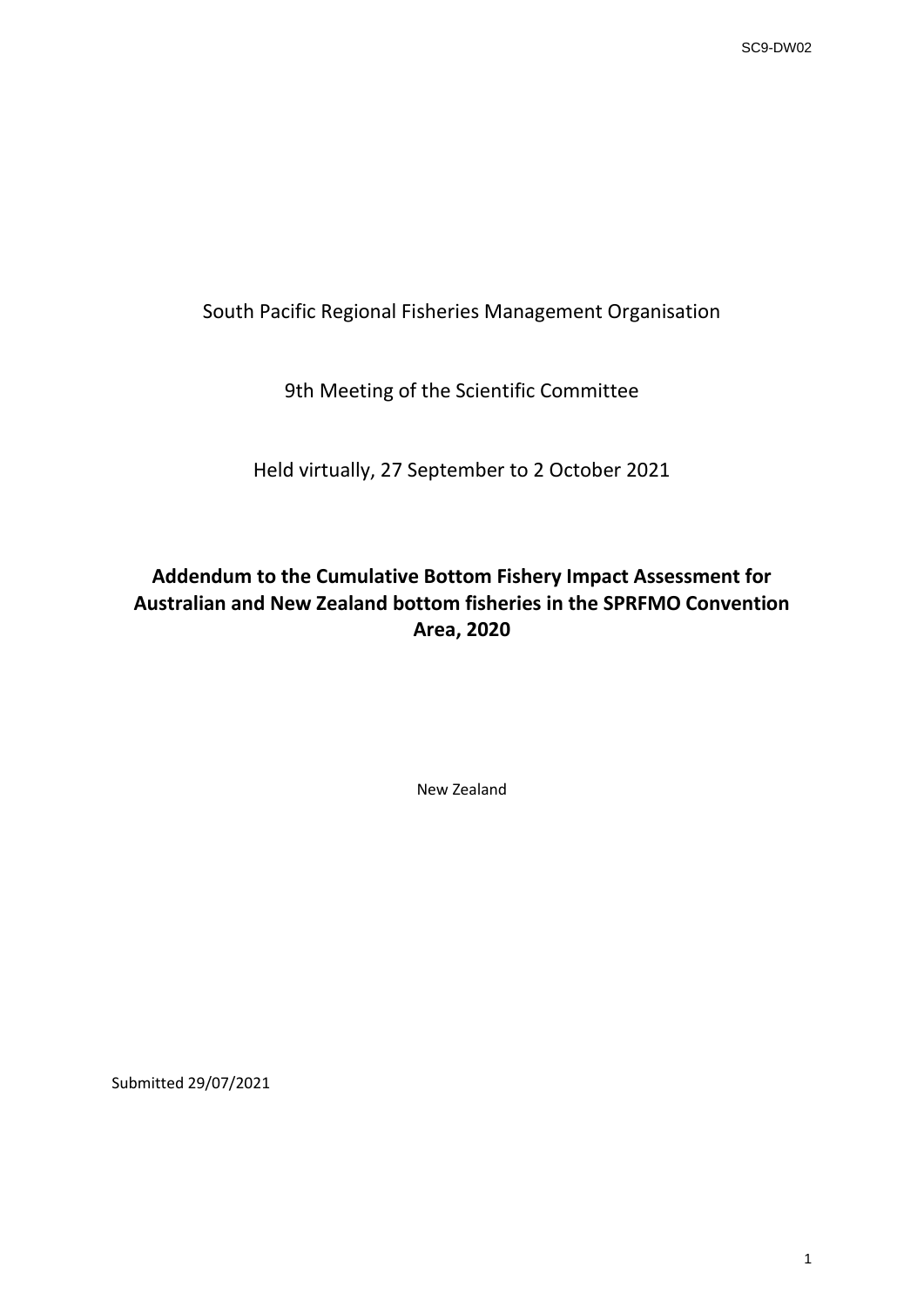South Pacific Regional Fisheries Management Organisation

9th Meeting of the Scientific Committee

Held virtually, 27 September to 2 October 2021

**Addendum to the Cumulative Bottom Fishery Impact Assessment for Australian and New Zealand bottom fisheries in the SPRFMO Convention Area, 2020**

New Zealand

Submitted 29/07/2021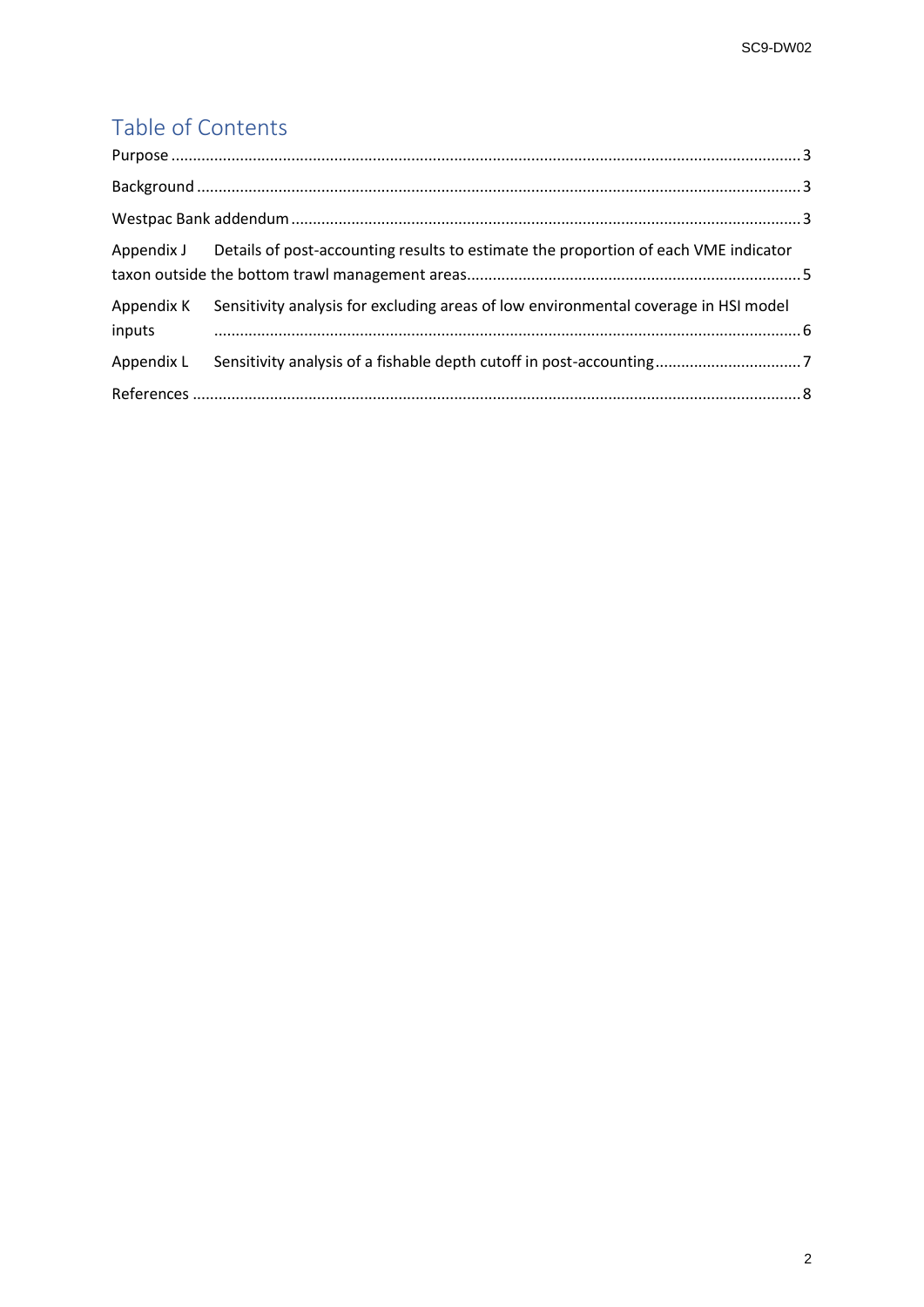## Table of Contents

Purpose ................................................................................................................................................ 3

Background .......................................................................................................................................... 3

Westpac Bank addendum ..................................................................................................................... 3

Appendix J Details of post-accounting results to estimate the proportion of each VME indicator taxon outside the bottom trawl management areas.............................................................................. 5

Appendix K Sensitivity analysis for excluding areas of low environmental coverage in HSI model inputs ....................................................................................................................................... 6

Appendix L Sensitivity analysis of a fishable depth cutoff in post-accounting.................................. 7

References ............................................................................................................................................ 8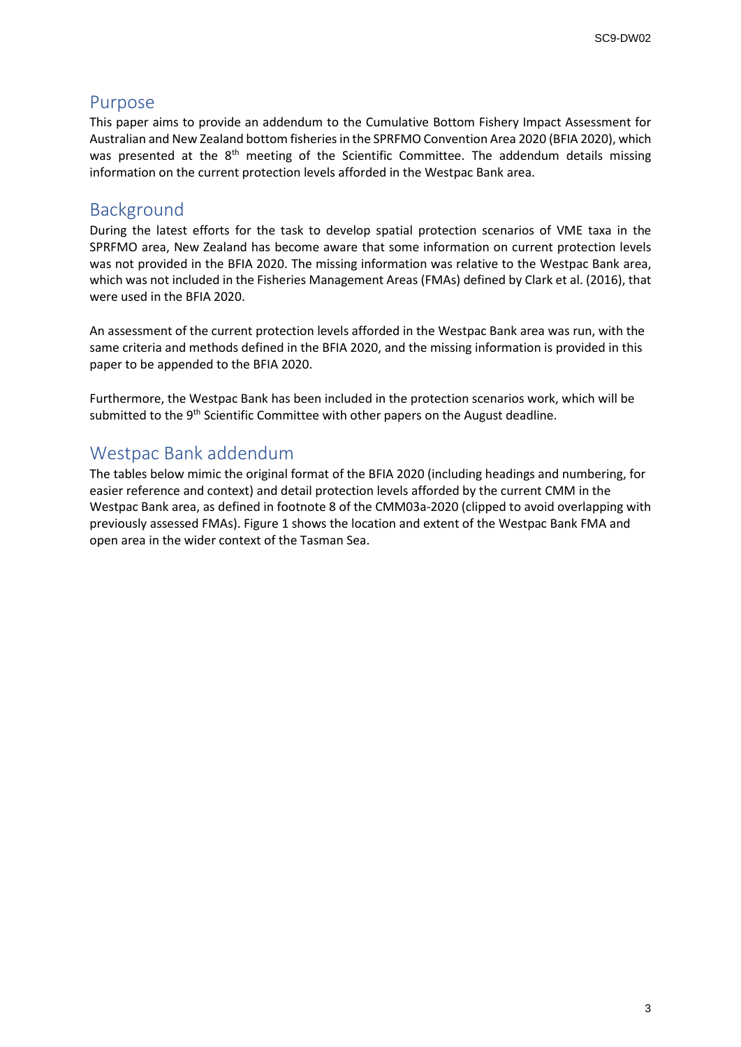## Purpose

This paper aims to provide an addendum to the Cumulative Bottom Fishery Impact Assessment for Australian and New Zealand bottom fisheries in the SPRFMO Convention Area 2020 (BFIA 2020), which was presented at the 8th meeting of the Scientific Committee. The addendum details missing information on the current protection levels afforded in the Westpac Bank area.

## Background

During the latest efforts for the task to develop spatial protection scenarios of VME taxa in the SPRFMO area, New Zealand has become aware that some information on current protection levels was not provided in the BFIA 2020. The missing information was relative to the Westpac Bank area, which was not included in the Fisheries Management Areas (FMAs) defined by Clark et al. (2016), that were used in the BFIA 2020.

An assessment of the current protection levels afforded in the Westpac Bank area was run, with the same criteria and methods defined in the BFIA 2020, and the missing information is provided in this paper to be appended to the BFIA 2020.

Furthermore, the Westpac Bank has been included in the protection scenarios work, which will be submitted to the 9th Scientific Committee with other papers on the August deadline.

## Westpac Bank addendum

The tables below mimic the original format of the BFIA 2020 (including headings and numbering, for easier reference and context) and detail protection levels afforded by the current CMM in the Westpac Bank area, as defined in footnote 8 of the CMM03a-2020 (clipped to avoid overlapping with previously assessed FMAs). Figure 1 shows the location and extent of the Westpac Bank FMA and open area in the wider context of the Tasman Sea.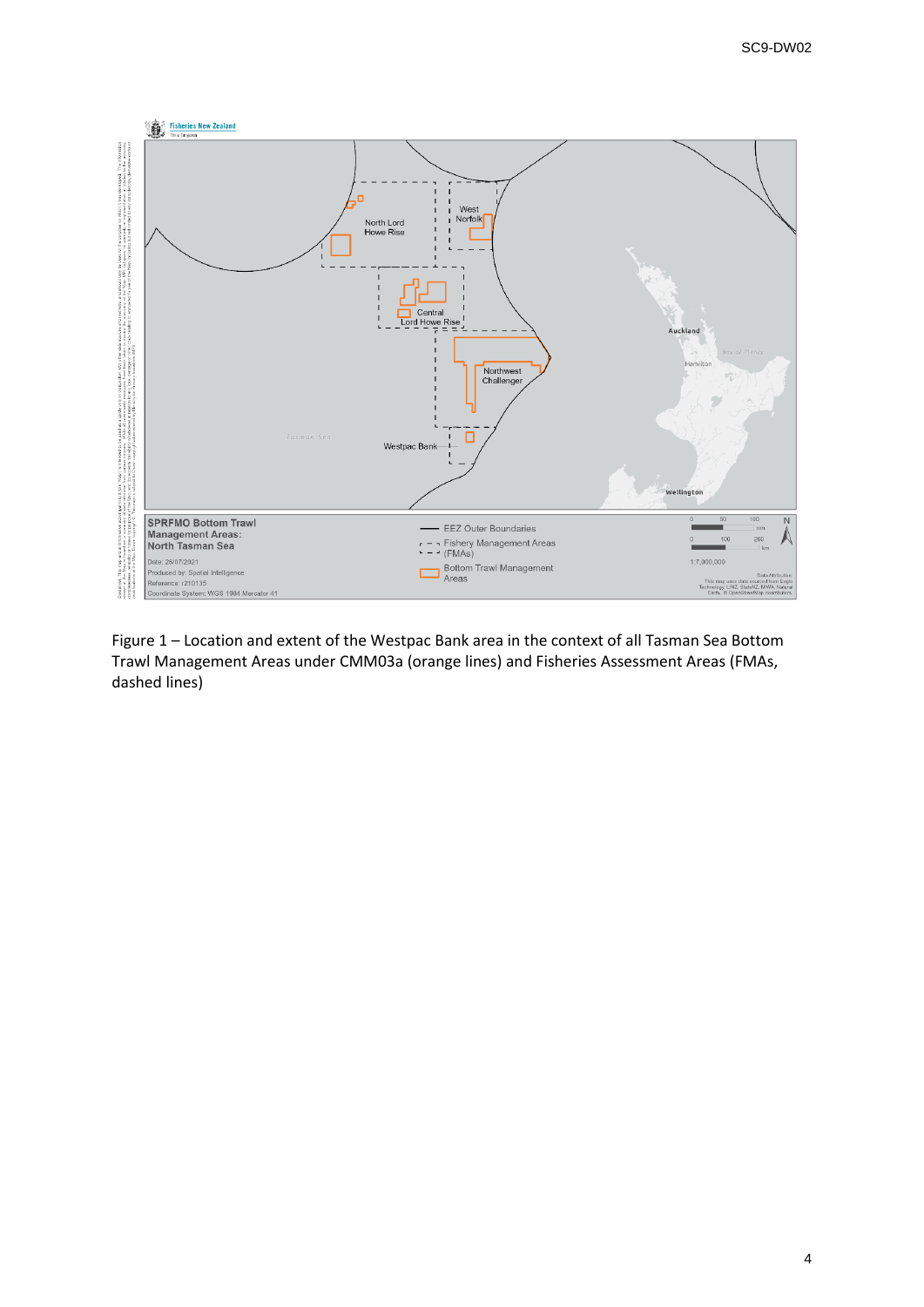Figure 1 – Location and extent of the Westpac Bank area in the context of all Tasman Sea Bottom Trawl Management Areas under CMM03a (orange lines) and Fisheries Assessment Areas (FMAs, dashed lines)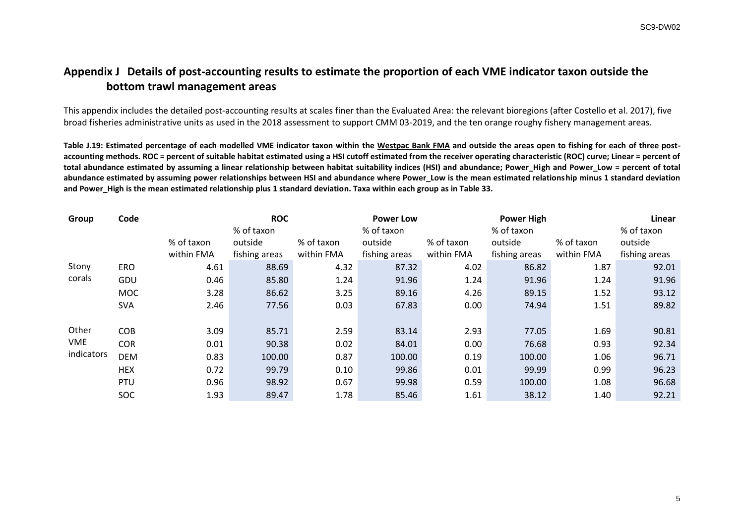## Appendix J Details of post-accounting results to estimate the proportion of each VME indicator taxon outside the bottom trawl management areas

This appendix includes the detailed post-accounting results at scales finer than the Evaluated Area: the relevant bioregions (after Costello et al. 2017), five broad fisheries administrative units as used in the 2018 assessment to support CMM 03-2019, and the ten orange roughy fishery management areas.

**Table J.19: Estimated percentage of each modelled VME indicator taxon within the Westpac Bank FMA and outside the areas open to fishing for each of three post-accounting methods. ROC = percent of suitable habitat estimated using a HSI cutoff estimated from the receiver operating characteristic (ROC) curve; Linear = percent of total abundance estimated by assuming a linear relationship between habitat suitability indices (HSI) and abundance; Power_High and Power_Low = percent of total abundance estimated by assuming power relationships between HSI and abundance where Power_Low is the mean estimated relationship minus 1 standard deviation and Power_High is the mean estimated relationship plus 1 standard deviation. Taxa within each group as in Table 33.**

| Group | Code | ROC | | Power Low | | Power High | | Linear | |
|---|---|---|---|---|---|---|---|---|---|
| | | % of taxon within FMA | % of taxon outside fishing areas | % of taxon within FMA | % of taxon outside fishing areas | % of taxon within FMA | % of taxon outside fishing areas | % of taxon within FMA | % of taxon outside fishing areas |
| Stony corals | ERO | 4.61 | 88.69 | 4.32 | 87.32 | 4.02 | 86.82 | 1.87 | 92.01 |
| | GDU | 0.46 | 85.80 | 1.24 | 91.96 | 1.24 | 91.96 | 1.24 | 91.96 |
| | MOC | 3.28 | 86.62 | 3.25 | 89.16 | 4.26 | 89.15 | 1.52 | 93.12 |
| | SVA | 2.46 | 77.56 | 0.03 | 67.83 | 0.00 | 74.94 | 1.51 | 89.82 |
| Other VME indicators | COB | 3.09 | 85.71 | 2.59 | 83.14 | 2.93 | 77.05 | 1.69 | 90.81 |
| | COR | 0.01 | 90.38 | 0.02 | 84.01 | 0.00 | 76.68 | 0.93 | 92.34 |
| | DEM | 0.83 | 100.00 | 0.87 | 100.00 | 0.19 | 100.00 | 1.06 | 96.71 |
| | HEX | 0.72 | 99.79 | 0.10 | 99.86 | 0.01 | 99.99 | 0.99 | 96.23 |
| | PTU | 0.96 | 98.92 | 0.67 | 99.98 | 0.59 | 100.00 | 1.08 | 96.68 |
| | SOC | 1.93 | 89.47 | 1.78 | 85.46 | 1.61 | 38.12 | 1.40 | 92.21 |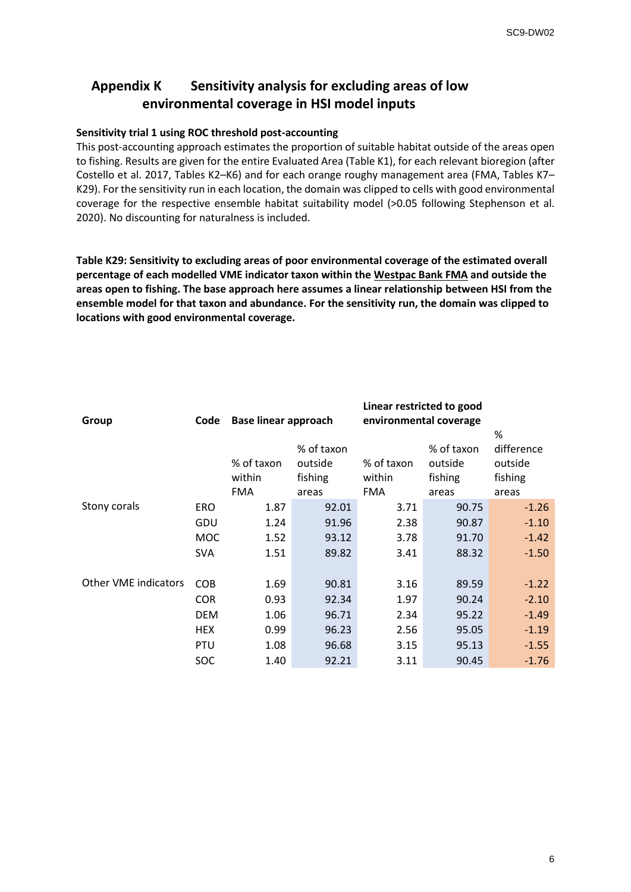# Appendix K Sensitivity analysis for excluding areas of low environmental coverage in HSI model inputs

**Sensitivity trial 1 using ROC threshold post-accounting**

This post-accounting approach estimates the proportion of suitable habitat outside of the areas open to fishing. Results are given for the entire Evaluated Area (Table K1), for each relevant bioregion (after Costello et al. 2017, Tables K2–K6) and for each orange roughy management area (FMA, Tables K7–K29). For the sensitivity run in each location, the domain was clipped to cells with good environmental coverage for the respective ensemble habitat suitability model (>0.05 following Stephenson et al. 2020). No discounting for naturalness is included.

**Table K29: Sensitivity to excluding areas of poor environmental coverage of the estimated overall percentage of each modelled VME indicator taxon within the Westpac Bank FMA and outside the areas open to fishing. The base approach here assumes a linear relationship between HSI from the ensemble model for that taxon and abundance. For the sensitivity run, the domain was clipped to locations with good environmental coverage.**

| Group | Code | Base linear approach | | Linear restricted to good environmental coverage | | |
|---|---|---|---|---|---|---|
| | | % of taxon within FMA | % of taxon outside fishing areas | % of taxon within FMA | % of taxon outside fishing areas | % difference outside fishing areas |
| Stony corals | ERO | 1.87 | 92.01 | 3.71 | 90.75 | -1.26 |
| | GDU | 1.24 | 91.96 | 2.38 | 90.87 | -1.10 |
| | MOC | 1.52 | 93.12 | 3.78 | 91.70 | -1.42 |
| | SVA | 1.51 | 89.82 | 3.41 | 88.32 | -1.50 |
| Other VME indicators | COB | 1.69 | 90.81 | 3.16 | 89.59 | -1.22 |
| | COR | 0.93 | 92.34 | 1.97 | 90.24 | -2.10 |
| | DEM | 1.06 | 96.71 | 2.34 | 95.22 | -1.49 |
| | HEX | 0.99 | 96.23 | 2.56 | 95.05 | -1.19 |
| | PTU | 1.08 | 96.68 | 3.15 | 95.13 | -1.55 |
| | SOC | 1.40 | 92.21 | 3.11 | 90.45 | -1.76 |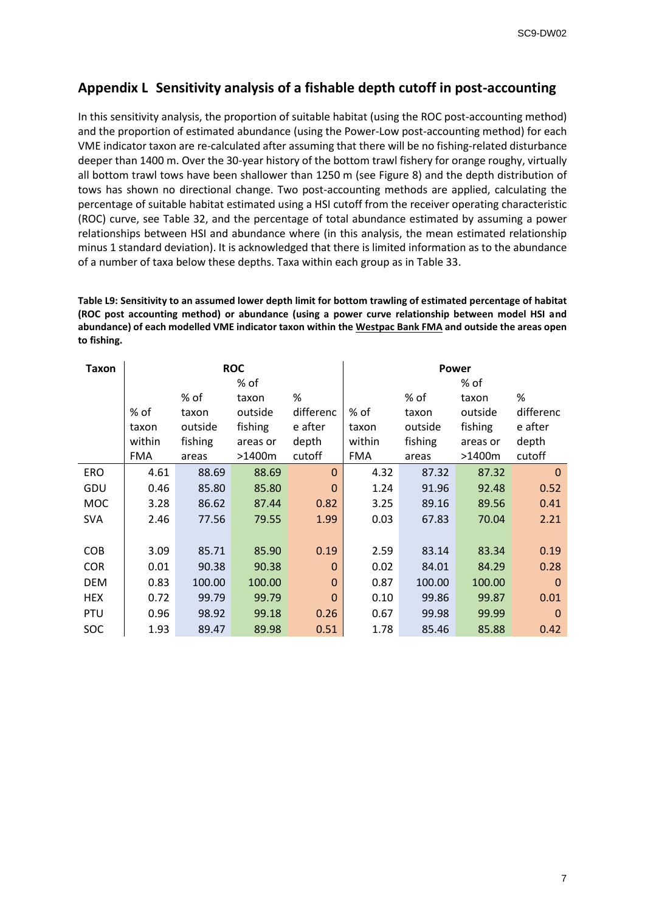## Appendix L  Sensitivity analysis of a fishable depth cutoff in post-accounting

In this sensitivity analysis, the proportion of suitable habitat (using the ROC post-accounting method) and the proportion of estimated abundance (using the Power-Low post-accounting method) for each VME indicator taxon are re-calculated after assuming that there will be no fishing-related disturbance deeper than 1400 m. Over the 30-year history of the bottom trawl fishery for orange roughy, virtually all bottom trawl tows have been shallower than 1250 m (see Figure 8) and the depth distribution of tows has shown no directional change. Two post-accounting methods are applied, calculating the percentage of suitable habitat estimated using a HSI cutoff from the receiver operating characteristic (ROC) curve, see Table 32, and the percentage of total abundance estimated by assuming a power relationships between HSI and abundance where (in this analysis, the mean estimated relationship minus 1 standard deviation). It is acknowledged that there is limited information as to the abundance of a number of taxa below these depths. Taxa within each group as in Table 33.

**Table L9: Sensitivity to an assumed lower depth limit for bottom trawling of estimated percentage of habitat (ROC post accounting method) or abundance (using a power curve relationship between model HSI and abundance) of each modelled VME indicator taxon within the Westpac Bank FMA and outside the areas open to fishing.**

| Taxon | ROC | | | | Power | | | |
|---|---|---|---|---|---|---|---|---|
| | % of taxon within FMA | % of taxon outside fishing areas | % of taxon outside fishing areas or >1400m | % difference after depth cutoff | % of taxon within FMA | % of taxon outside fishing areas | % of taxon outside fishing areas or >1400m | % difference after depth cutoff |
| ERO | 4.61 | 88.69 | 88.69 | 0 | 4.32 | 87.32 | 87.32 | 0 |
| GDU | 0.46 | 85.80 | 85.80 | 0 | 1.24 | 91.96 | 92.48 | 0.52 |
| MOC | 3.28 | 86.62 | 87.44 | 0.82 | 3.25 | 89.16 | 89.56 | 0.41 |
| SVA | 2.46 | 77.56 | 79.55 | 1.99 | 0.03 | 67.83 | 70.04 | 2.21 |
| | | | | | | | | |
| COB | 3.09 | 85.71 | 85.90 | 0.19 | 2.59 | 83.14 | 83.34 | 0.19 |
| COR | 0.01 | 90.38 | 90.38 | 0 | 0.02 | 84.01 | 84.29 | 0.28 |
| DEM | 0.83 | 100.00 | 100.00 | 0 | 0.87 | 100.00 | 100.00 | 0 |
| HEX | 0.72 | 99.79 | 99.79 | 0 | 0.10 | 99.86 | 99.87 | 0.01 |
| PTU | 0.96 | 98.92 | 99.18 | 0.26 | 0.67 | 99.98 | 99.99 | 0 |
| SOC | 1.93 | 89.47 | 89.98 | 0.51 | 1.78 | 85.46 | 85.88 | 0.42 |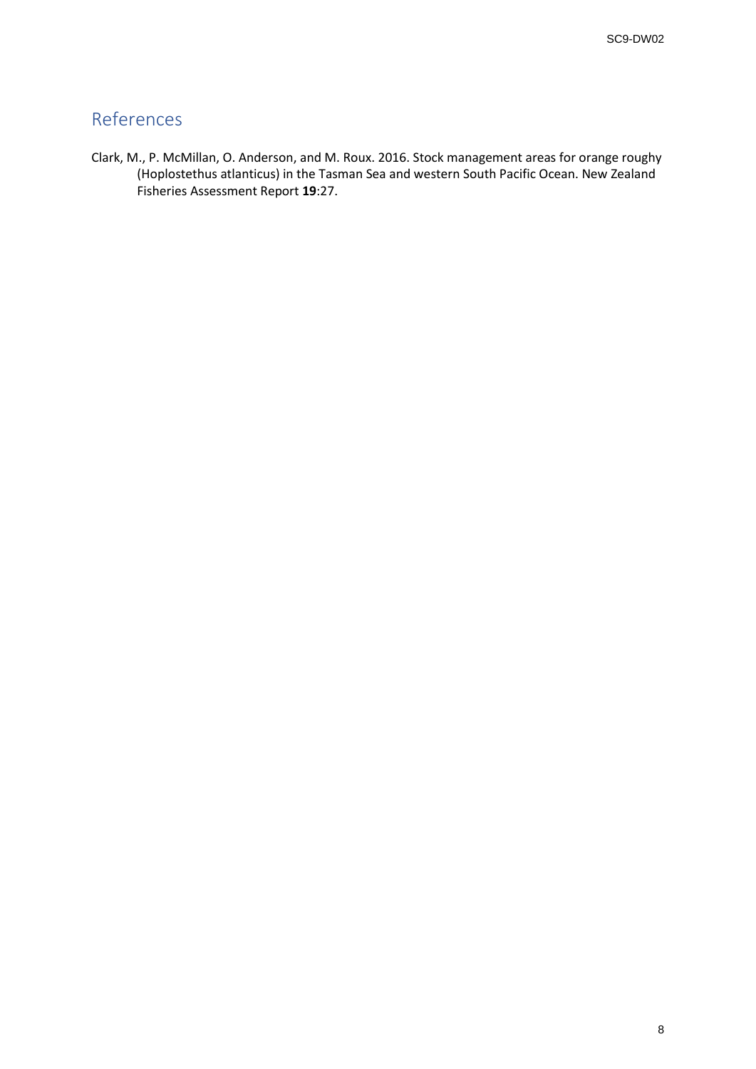# References

Clark, M., P. McMillan, O. Anderson, and M. Roux. 2016. Stock management areas for orange roughy (Hoplostethus atlanticus) in the Tasman Sea and western South Pacific Ocean. New Zealand Fisheries Assessment Report **19**:27.